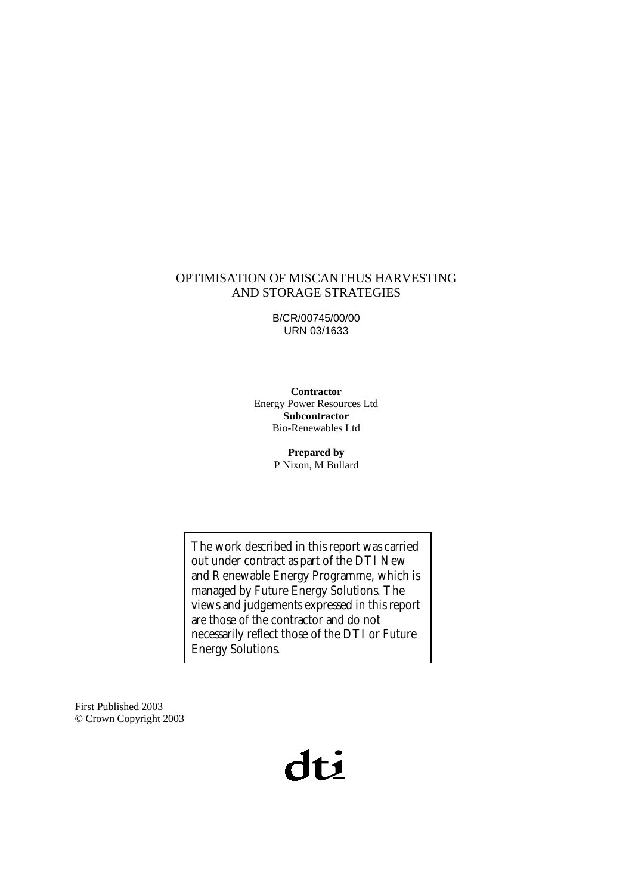# OPTIMISATION OF MISCANTHUS HARVESTING AND STORAGE STRATEGIES

B/CR/00745/00/00
URN 03/1633

**Contractor**
Energy Power Resources Ltd
**Subcontractor**
Bio-Renewables Ltd

**Prepared by**
P Nixon, M Bullard

The work described in this report was carried out under contract as part of the DTI New and Renewable Energy Programme, which is managed by Future Energy Solutions. The views and judgements expressed in this report are those of the contractor and do not necessarily reflect those of the DTI or Future Energy Solutions.

First Published 2003
© Crown Copyright 2003

dti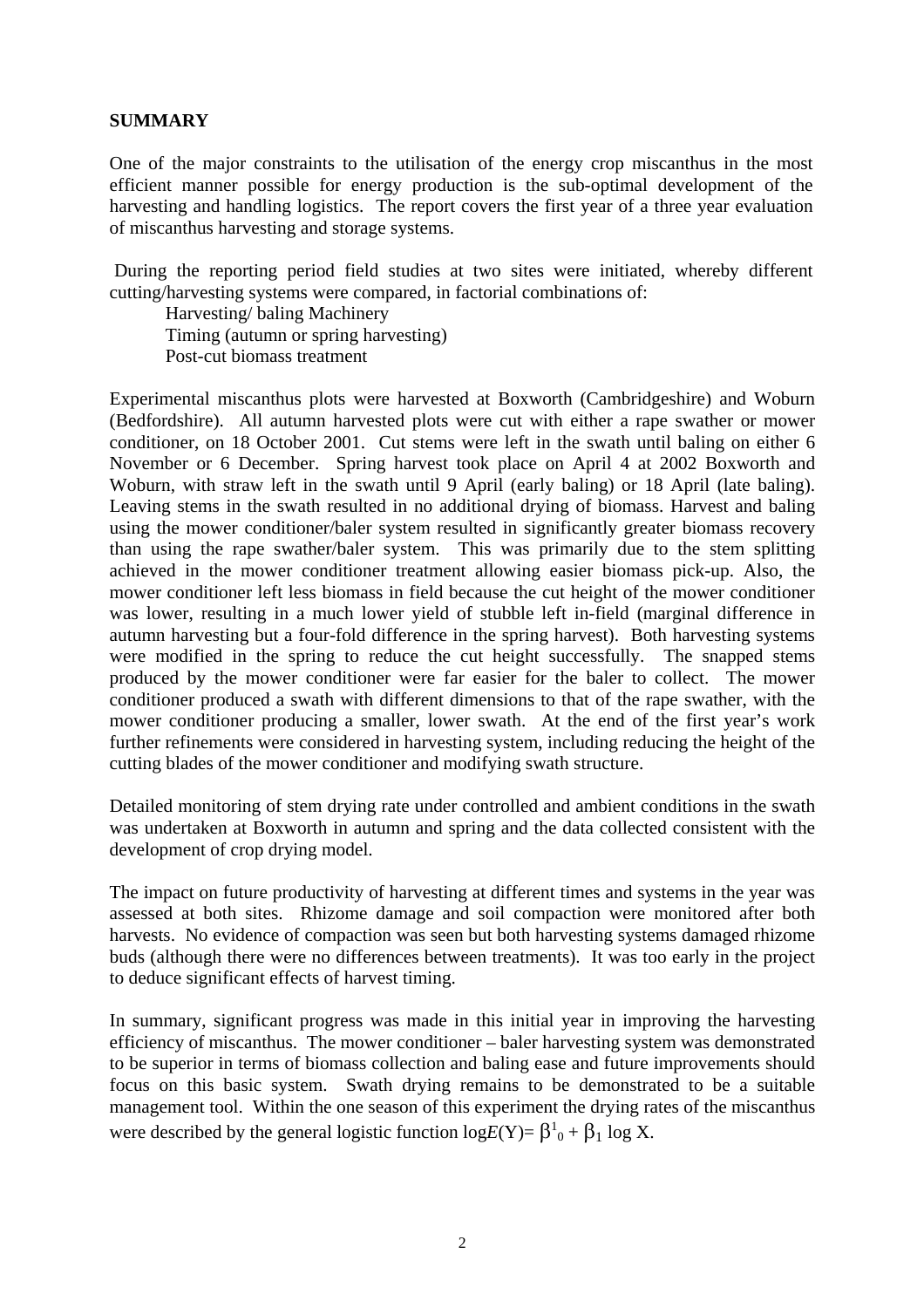**SUMMARY**

One of the major constraints to the utilisation of the energy crop miscanthus in the most efficient manner possible for energy production is the sub-optimal development of the harvesting and handling logistics. The report covers the first year of a three year evaluation of miscanthus harvesting and storage systems.

During the reporting period field studies at two sites were initiated, whereby different cutting/harvesting systems were compared, in factorial combinations of:

- Harvesting/ baling Machinery
- Timing (autumn or spring harvesting)
- Post-cut biomass treatment

Experimental miscanthus plots were harvested at Boxworth (Cambridgeshire) and Woburn (Bedfordshire). All autumn harvested plots were cut with either a rape swather or mower conditioner, on 18 October 2001. Cut stems were left in the swath until baling on either 6 November or 6 December. Spring harvest took place on April 4 at 2002 Boxworth and Woburn, with straw left in the swath until 9 April (early baling) or 18 April (late baling). Leaving stems in the swath resulted in no additional drying of biomass. Harvest and baling using the mower conditioner/baler system resulted in significantly greater biomass recovery than using the rape swather/baler system. This was primarily due to the stem splitting achieved in the mower conditioner treatment allowing easier biomass pick-up. Also, the mower conditioner left less biomass in field because the cut height of the mower conditioner was lower, resulting in a much lower yield of stubble left in-field (marginal difference in autumn harvesting but a four-fold difference in the spring harvest). Both harvesting systems were modified in the spring to reduce the cut height successfully. The snapped stems produced by the mower conditioner were far easier for the baler to collect. The mower conditioner produced a swath with different dimensions to that of the rape swather, with the mower conditioner producing a smaller, lower swath. At the end of the first year's work further refinements were considered in harvesting system, including reducing the height of the cutting blades of the mower conditioner and modifying swath structure.

Detailed monitoring of stem drying rate under controlled and ambient conditions in the swath was undertaken at Boxworth in autumn and spring and the data collected consistent with the development of crop drying model.

The impact on future productivity of harvesting at different times and systems in the year was assessed at both sites. Rhizome damage and soil compaction were monitored after both harvests. No evidence of compaction was seen but both harvesting systems damaged rhizome buds (although there were no differences between treatments). It was too early in the project to deduce significant effects of harvest timing.

In summary, significant progress was made in this initial year in improving the harvesting efficiency of miscanthus. The mower conditioner – baler harvesting system was demonstrated to be superior in terms of biomass collection and baling ease and future improvements should focus on this basic system. Swath drying remains to be demonstrated to be a suitable management tool. Within the one season of this experiment the drying rates of the miscanthus were described by the general logistic function $\log E(\mathrm{Y}) = \beta^{1}_{0} + \beta_{1} \log \mathrm{X}$.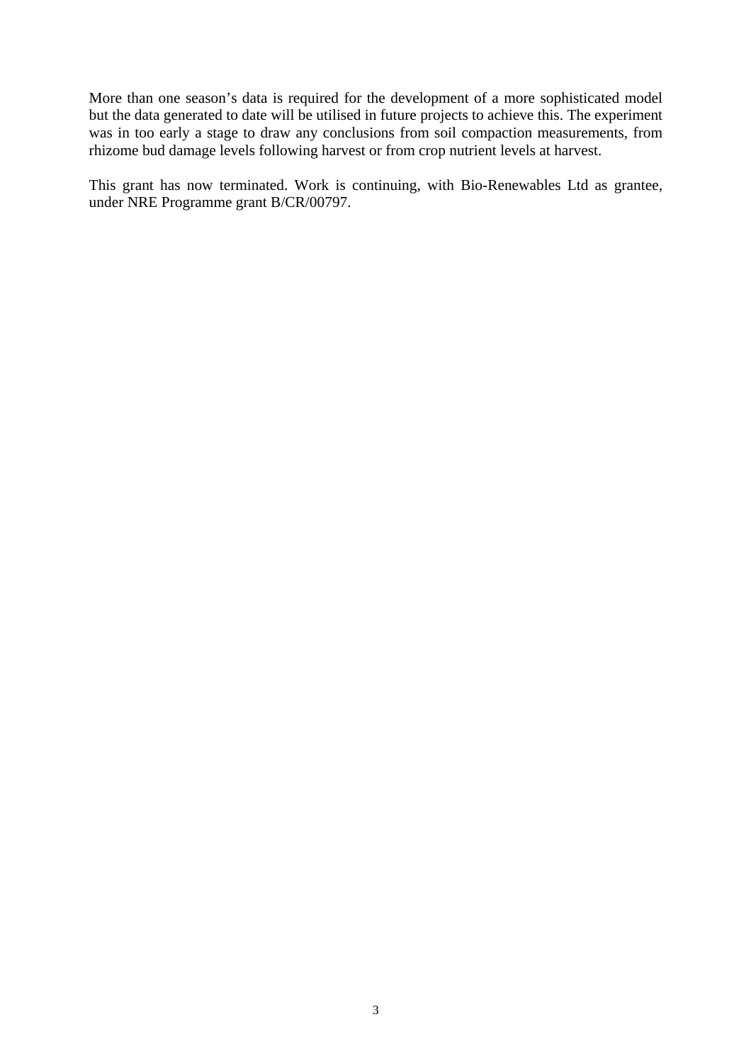More than one season's data is required for the development of a more sophisticated model but the data generated to date will be utilised in future projects to achieve this. The experiment was in too early a stage to draw any conclusions from soil compaction measurements, from rhizome bud damage levels following harvest or from crop nutrient levels at harvest.

This grant has now terminated. Work is continuing, with Bio-Renewables Ltd as grantee, under NRE Programme grant B/CR/00797.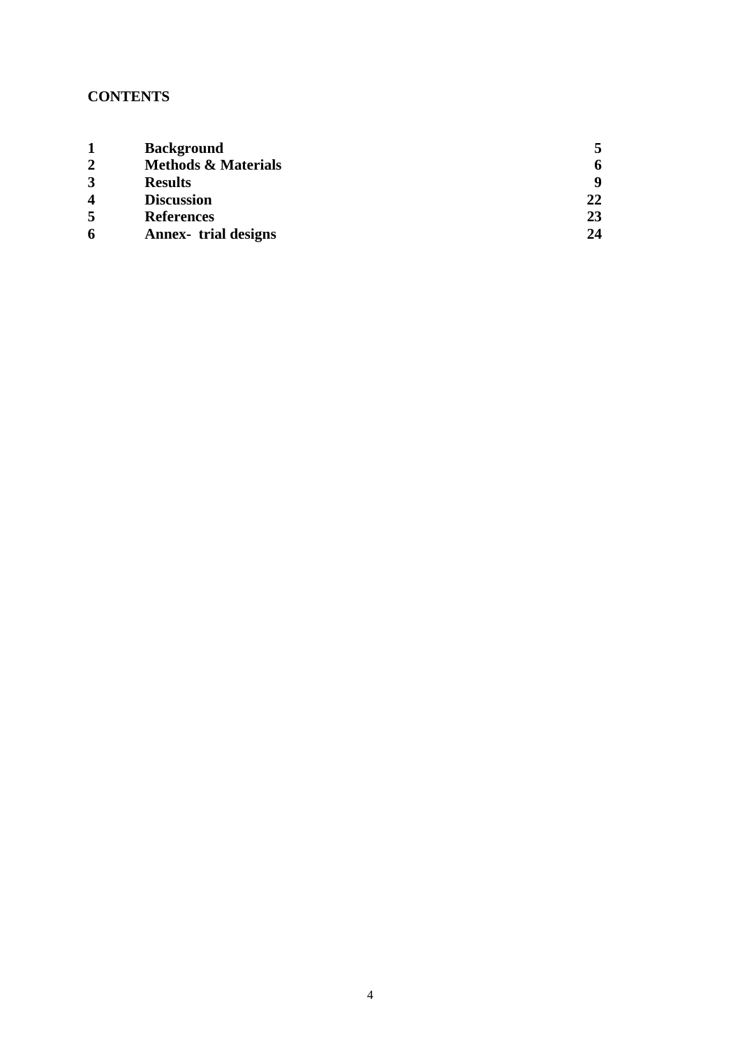**CONTENTS**

| | | |
|---|---|---|
| **1** | **Background** | **5** |
| **2** | **Methods & Materials** | **6** |
| **3** | **Results** | **9** |
| **4** | **Discussion** | **22** |
| **5** | **References** | **23** |
| **6** | **Annex- trial designs** | **24** |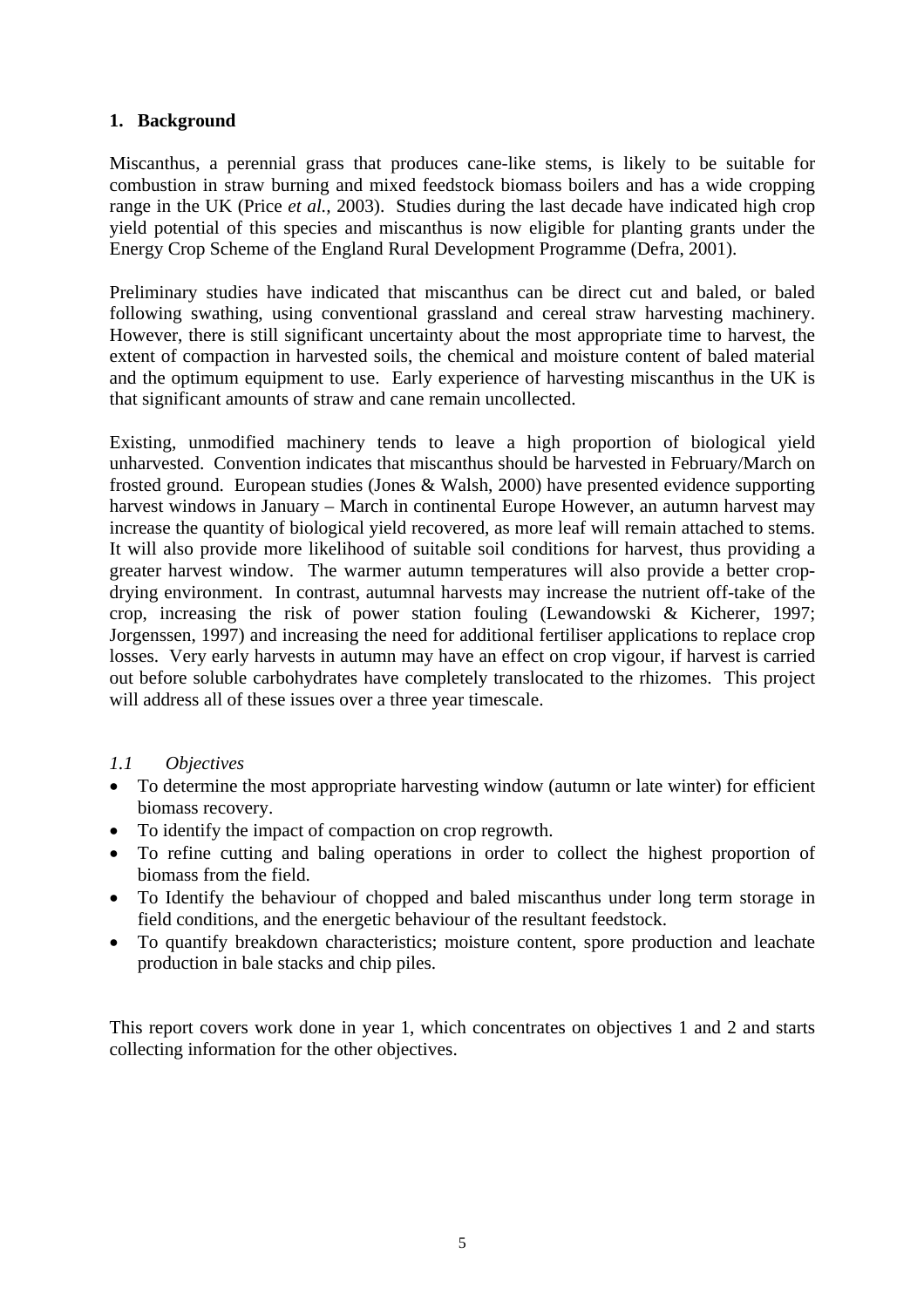## 1. Background

Miscanthus, a perennial grass that produces cane-like stems, is likely to be suitable for combustion in straw burning and mixed feedstock biomass boilers and has a wide cropping range in the UK (Price *et al.*, 2003). Studies during the last decade have indicated high crop yield potential of this species and miscanthus is now eligible for planting grants under the Energy Crop Scheme of the England Rural Development Programme (Defra, 2001).

Preliminary studies have indicated that miscanthus can be direct cut and baled, or baled following swathing, using conventional grassland and cereal straw harvesting machinery. However, there is still significant uncertainty about the most appropriate time to harvest, the extent of compaction in harvested soils, the chemical and moisture content of baled material and the optimum equipment to use. Early experience of harvesting miscanthus in the UK is that significant amounts of straw and cane remain uncollected.

Existing, unmodified machinery tends to leave a high proportion of biological yield unharvested. Convention indicates that miscanthus should be harvested in February/March on frosted ground. European studies (Jones & Walsh, 2000) have presented evidence supporting harvest windows in January – March in continental Europe However, an autumn harvest may increase the quantity of biological yield recovered, as more leaf will remain attached to stems. It will also provide more likelihood of suitable soil conditions for harvest, thus providing a greater harvest window. The warmer autumn temperatures will also provide a better crop-drying environment. In contrast, autumnal harvests may increase the nutrient off-take of the crop, increasing the risk of power station fouling (Lewandowski & Kicherer, 1997; Jorgenssen, 1997) and increasing the need for additional fertiliser applications to replace crop losses. Very early harvests in autumn may have an effect on crop vigour, if harvest is carried out before soluble carbohydrates have completely translocated to the rhizomes. This project will address all of these issues over a three year timescale.

### *1.1 Objectives*

- To determine the most appropriate harvesting window (autumn or late winter) for efficient biomass recovery.
- To identify the impact of compaction on crop regrowth.
- To refine cutting and baling operations in order to collect the highest proportion of biomass from the field.
- To Identify the behaviour of chopped and baled miscanthus under long term storage in field conditions, and the energetic behaviour of the resultant feedstock.
- To quantify breakdown characteristics; moisture content, spore production and leachate production in bale stacks and chip piles.

This report covers work done in year 1, which concentrates on objectives 1 and 2 and starts collecting information for the other objectives.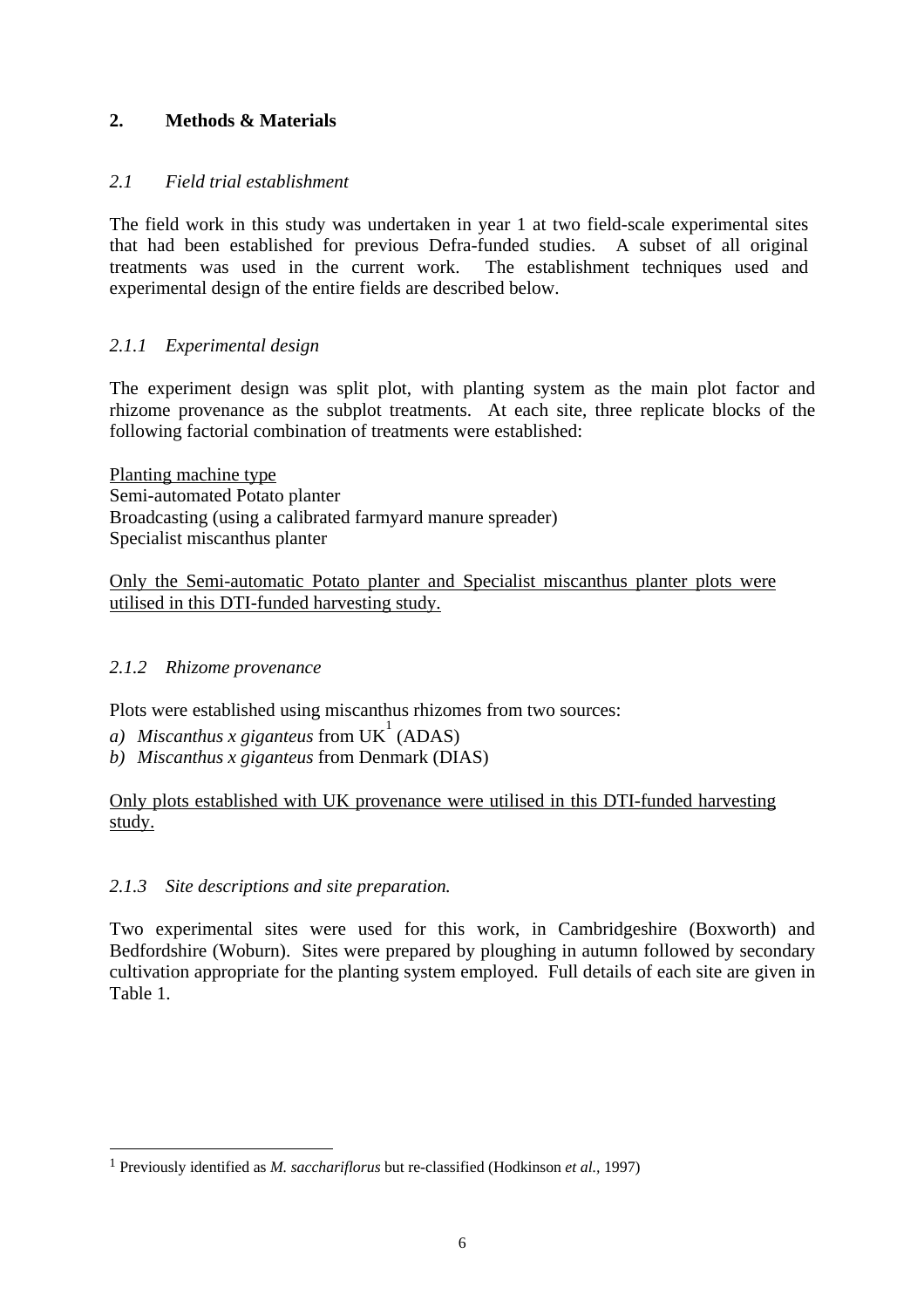## 2. Methods & Materials

### *2.1 Field trial establishment*

The field work in this study was undertaken in year 1 at two field-scale experimental sites that had been established for previous Defra-funded studies. A subset of all original treatments was used in the current work. The establishment techniques used and experimental design of the entire fields are described below.

#### *2.1.1 Experimental design*

The experiment design was split plot, with planting system as the main plot factor and rhizome provenance as the subplot treatments. At each site, three replicate blocks of the following factorial combination of treatments were established:

<u>Planting machine type</u>
Semi-automated Potato planter
Broadcasting (using a calibrated farmyard manure spreader)
Specialist miscanthus planter

<u>Only the Semi-automatic Potato planter and Specialist miscanthus planter plots were utilised in this DTI-funded harvesting study.</u>

#### *2.1.2 Rhizome provenance*

Plots were established using miscanthus rhizomes from two sources:

*a) Miscanthus x giganteus* from UK[1] (ADAS)
*b) Miscanthus x giganteus* from Denmark (DIAS)

<u>Only plots established with UK provenance were utilised in this DTI-funded harvesting study.</u>

#### *2.1.3 Site descriptions and site preparation.*

Two experimental sites were used for this work, in Cambridgeshire (Boxworth) and Bedfordshire (Woburn). Sites were prepared by ploughing in autumn followed by secondary cultivation appropriate for the planting system employed. Full details of each site are given in Table 1.

---

[1] Previously identified as *M. sacchariflorus* but re-classified (Hodkinson *et al.,* 1997)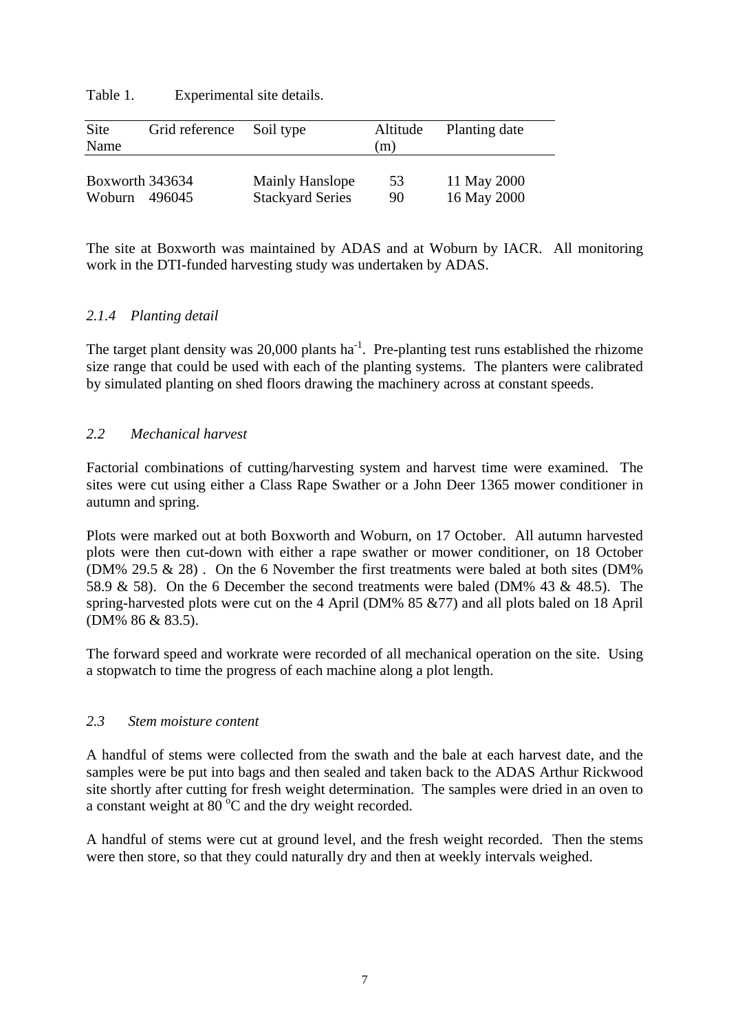Table 1. Experimental site details.

| Site Name | Grid reference | Soil type | Altitude (m) | Planting date |
| --- | --- | --- | --- | --- |
| Boxworth | 343634 | Mainly Hanslope | 53 | 11 May 2000 |
| Woburn | 496045 | Stackyard Series | 90 | 16 May 2000 |

The site at Boxworth was maintained by ADAS and at Woburn by IACR. All monitoring work in the DTI-funded harvesting study was undertaken by ADAS.

### *2.1.4 Planting detail*

The target plant density was 20,000 plants $ha^{-1}$. Pre-planting test runs established the rhizome size range that could be used with each of the planting systems. The planters were calibrated by simulated planting on shed floors drawing the machinery across at constant speeds.

## *2.2 Mechanical harvest*

Factorial combinations of cutting/harvesting system and harvest time were examined. The sites were cut using either a Class Rape Swather or a John Deer 1365 mower conditioner in autumn and spring.

Plots were marked out at both Boxworth and Woburn, on 17 October. All autumn harvested plots were then cut-down with either a rape swather or mower conditioner, on 18 October (DM% 29.5 & 28) . On the 6 November the first treatments were baled at both sites (DM% 58.9 & 58). On the 6 December the second treatments were baled (DM% 43 & 48.5). The spring-harvested plots were cut on the 4 April (DM% 85 &77) and all plots baled on 18 April (DM% 86 & 83.5).

The forward speed and workrate were recorded of all mechanical operation on the site. Using a stopwatch to time the progress of each machine along a plot length.

## *2.3 Stem moisture content*

A handful of stems were collected from the swath and the bale at each harvest date, and the samples were be put into bags and then sealed and taken back to the ADAS Arthur Rickwood site shortly after cutting for fresh weight determination. The samples were dried in an oven to a constant weight at 80 $^{o}$C and the dry weight recorded.

A handful of stems were cut at ground level, and the fresh weight recorded. Then the stems were then store, so that they could naturally dry and then at weekly intervals weighed.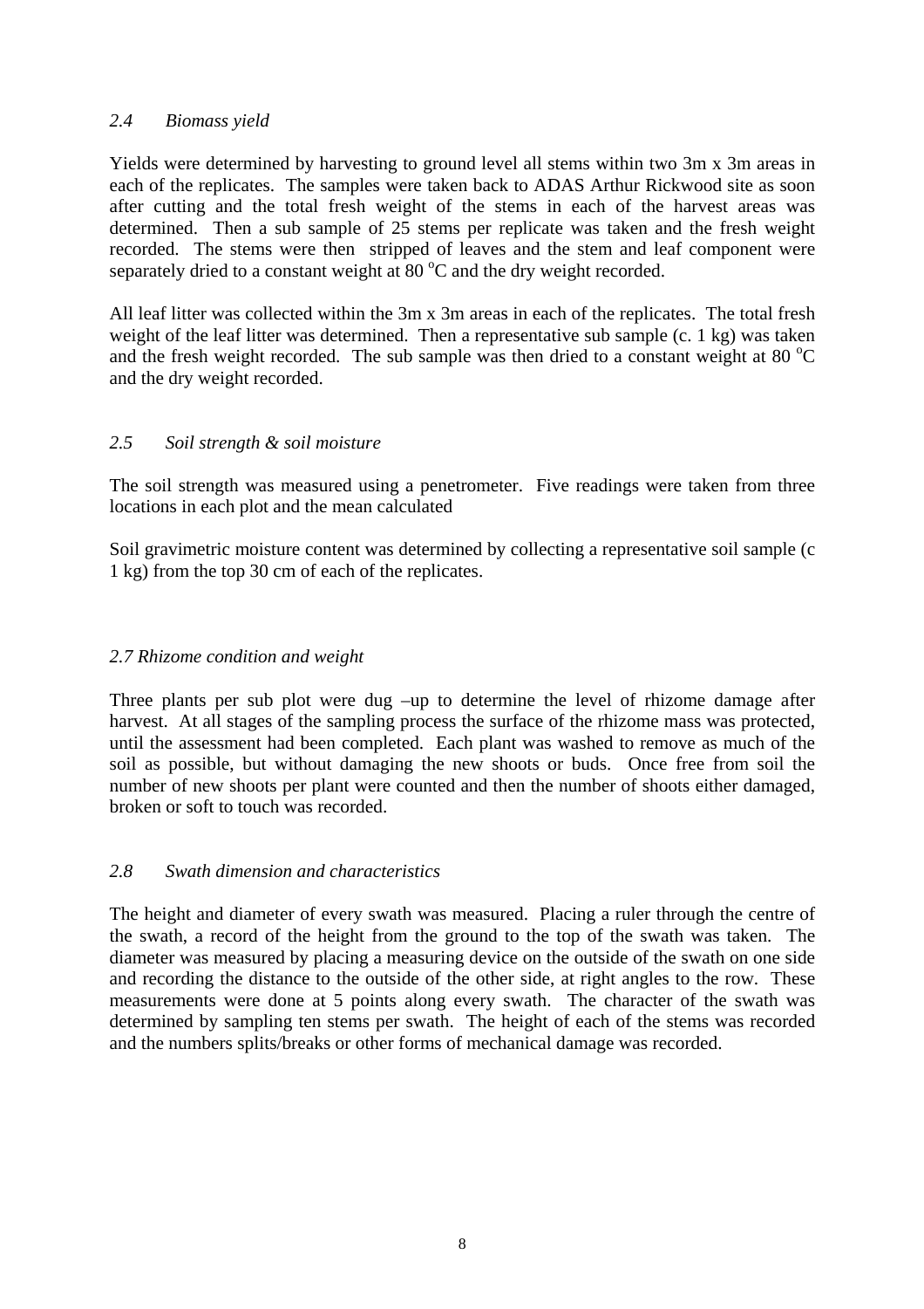### *2.4 Biomass yield*

Yields were determined by harvesting to ground level all stems within two 3m x 3m areas in each of the replicates. The samples were taken back to ADAS Arthur Rickwood site as soon after cutting and the total fresh weight of the stems in each of the harvest areas was determined. Then a sub sample of 25 stems per replicate was taken and the fresh weight recorded. The stems were then stripped of leaves and the stem and leaf component were separately dried to a constant weight at 80 $^{o}$C and the dry weight recorded.

All leaf litter was collected within the 3m x 3m areas in each of the replicates. The total fresh weight of the leaf litter was determined. Then a representative sub sample (c. 1 kg) was taken and the fresh weight recorded. The sub sample was then dried to a constant weight at 80 $^{o}$C and the dry weight recorded.

### *2.5 Soil strength & soil moisture*

The soil strength was measured using a penetrometer. Five readings were taken from three locations in each plot and the mean calculated

Soil gravimetric moisture content was determined by collecting a representative soil sample (c 1 kg) from the top 30 cm of each of the replicates.

### *2.7 Rhizome condition and weight*

Three plants per sub plot were dug –up to determine the level of rhizome damage after harvest. At all stages of the sampling process the surface of the rhizome mass was protected, until the assessment had been completed. Each plant was washed to remove as much of the soil as possible, but without damaging the new shoots or buds. Once free from soil the number of new shoots per plant were counted and then the number of shoots either damaged, broken or soft to touch was recorded.

### *2.8 Swath dimension and characteristics*

The height and diameter of every swath was measured. Placing a ruler through the centre of the swath, a record of the height from the ground to the top of the swath was taken. The diameter was measured by placing a measuring device on the outside of the swath on one side and recording the distance to the outside of the other side, at right angles to the row. These measurements were done at 5 points along every swath. The character of the swath was determined by sampling ten stems per swath. The height of each of the stems was recorded and the numbers splits/breaks or other forms of mechanical damage was recorded.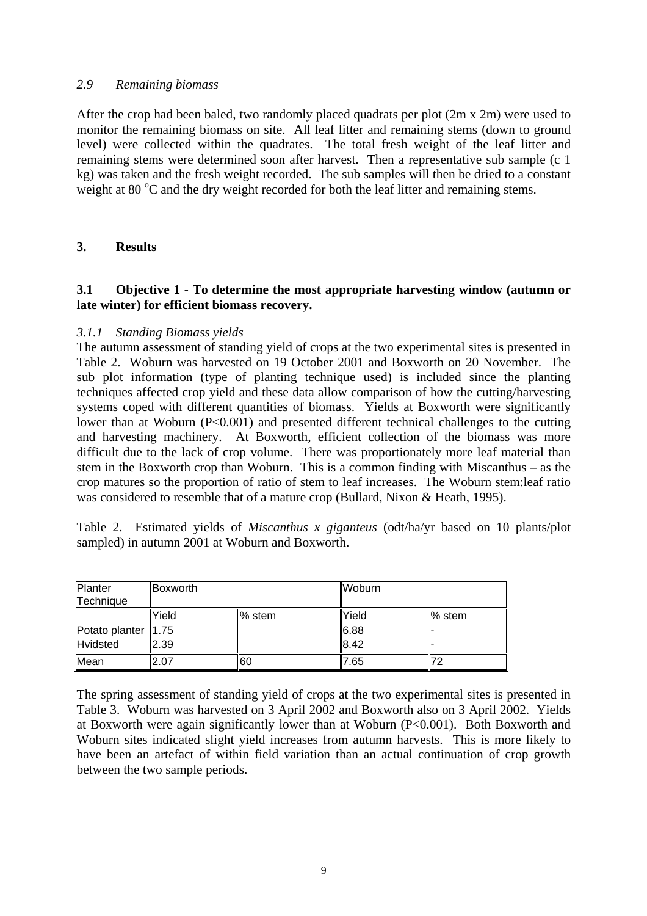### *2.9 Remaining biomass*

After the crop had been baled, two randomly placed quadrats per plot (2m x 2m) were used to monitor the remaining biomass on site. All leaf litter and remaining stems (down to ground level) were collected within the quadrates. The total fresh weight of the leaf litter and remaining stems were determined soon after harvest. Then a representative sub sample (c 1 kg) was taken and the fresh weight recorded. The sub samples will then be dried to a constant weight at 80 $^{o}$C and the dry weight recorded for both the leaf litter and remaining stems.

## 3. Results

### 3.1 Objective 1 - To determine the most appropriate harvesting window (autumn or late winter) for efficient biomass recovery.

#### *3.1.1 Standing Biomass yields*

The autumn assessment of standing yield of crops at the two experimental sites is presented in Table 2. Woburn was harvested on 19 October 2001 and Boxworth on 20 November. The sub plot information (type of planting technique used) is included since the planting techniques affected crop yield and these data allow comparison of how the cutting/harvesting systems coped with different quantities of biomass. Yields at Boxworth were significantly lower than at Woburn ($P<0.001$) and presented different technical challenges to the cutting and harvesting machinery. At Boxworth, efficient collection of the biomass was more difficult due to the lack of crop volume. There was proportionately more leaf material than stem in the Boxworth crop than Woburn. This is a common finding with Miscanthus – as the crop matures so the proportion of ratio of stem to leaf increases. The Woburn stem:leaf ratio was considered to resemble that of a mature crop (Bullard, Nixon & Heath, 1995).

Table 2. Estimated yields of *Miscanthus x giganteus* (odt/ha/yr based on 10 plants/plot sampled) in autumn 2001 at Woburn and Boxworth.

| Planter Technique | Boxworth | | Woburn | |
|---|---|---|---|---|
| | Yield | % stem | Yield | % stem |
| Potato planter | 1.75 | | 6.88 | - |
| Hvidsted | 2.39 | | 8.42 | - |
| Mean | 2.07 | 60 | 7.65 | 72 |

The spring assessment of standing yield of crops at the two experimental sites is presented in Table 3. Woburn was harvested on 3 April 2002 and Boxworth also on 3 April 2002. Yields at Boxworth were again significantly lower than at Woburn ($P<0.001$). Both Boxworth and Woburn sites indicated slight yield increases from autumn harvests. This is more likely to have been an artefact of within field variation than an actual continuation of crop growth between the two sample periods.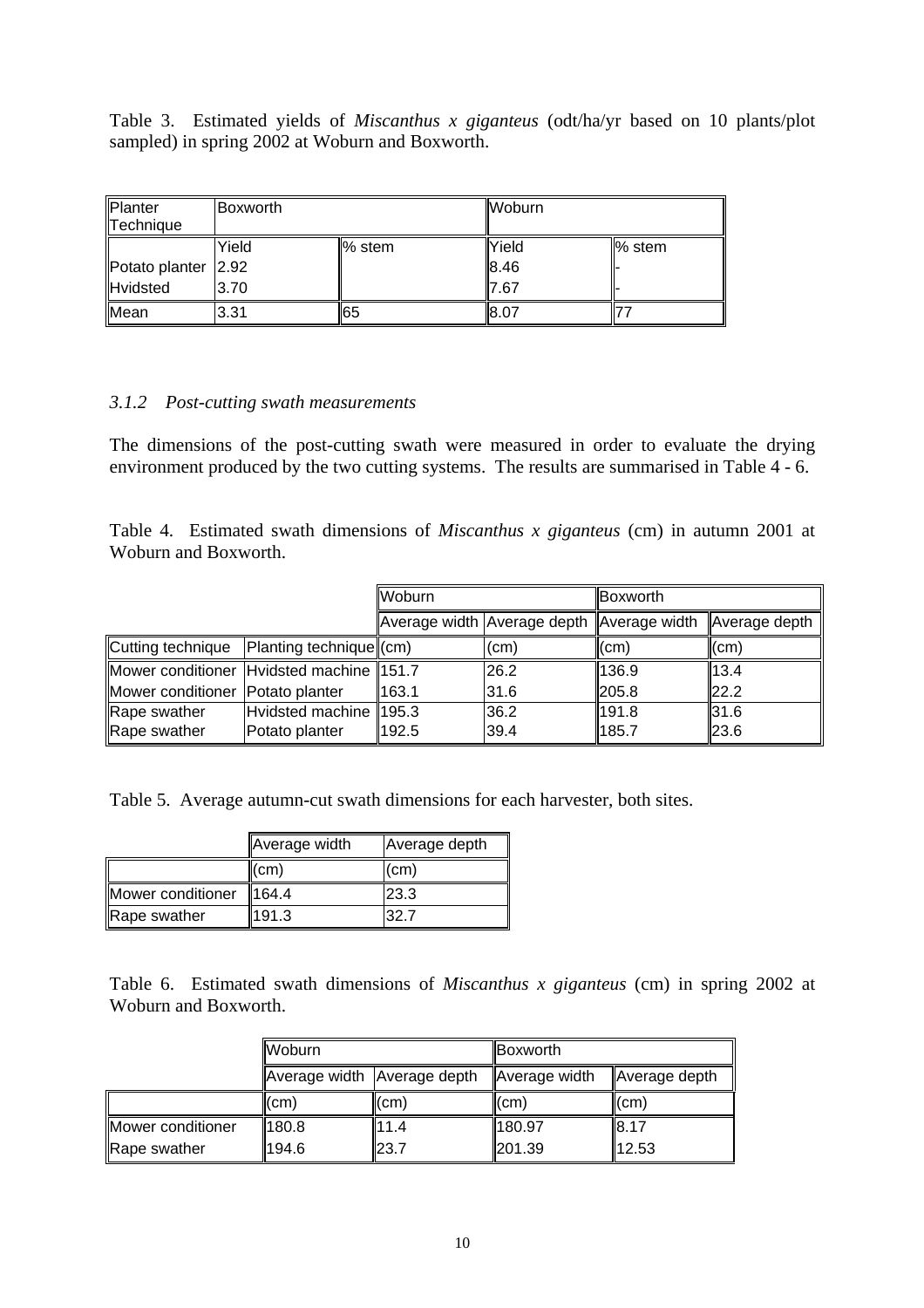Table 3. Estimated yields of *Miscanthus x giganteus* (odt/ha/yr based on 10 plants/plot sampled) in spring 2002 at Woburn and Boxworth.

| Planter Technique | Boxworth | | Woburn | |
|---|---|---|---|---|
| | Yield | % stem | Yield | % stem |
| Potato planter | 2.92 | | 8.46 | - |
| Hvidsted | 3.70 | | 7.67 | - |
| Mean | 3.31 | 65 | 8.07 | 77 |

### *3.1.2 Post-cutting swath measurements*

The dimensions of the post-cutting swath were measured in order to evaluate the drying environment produced by the two cutting systems. The results are summarised in Table 4 - 6.

Table 4. Estimated swath dimensions of *Miscanthus x giganteus* (cm) in autumn 2001 at Woburn and Boxworth.

| | | Woburn | | Boxworth | |
|---|---|---|---|---|---|
| | | Average width | Average depth | Average width | Average depth |
| Cutting technique | Planting technique | (cm) | (cm) | (cm) | (cm) |
| Mower conditioner | Hvidsted machine | 151.7 | 26.2 | 136.9 | 13.4 |
| Mower conditioner | Potato planter | 163.1 | 31.6 | 205.8 | 22.2 |
| Rape swather | Hvidsted machine | 195.3 | 36.2 | 191.8 | 31.6 |
| Rape swather | Potato planter | 192.5 | 39.4 | 185.7 | 23.6 |

Table 5. Average autumn-cut swath dimensions for each harvester, both sites.

| | Average width | Average depth |
|---|---|---|
| | (cm) | (cm) |
| Mower conditioner | 164.4 | 23.3 |
| Rape swather | 191.3 | 32.7 |

Table 6. Estimated swath dimensions of *Miscanthus x giganteus* (cm) in spring 2002 at Woburn and Boxworth.

| | Woburn | | Boxworth | |
|---|---|---|---|---|
| | Average width | Average depth | Average width | Average depth |
| | (cm) | (cm) | (cm) | (cm) |
| Mower conditioner | 180.8 | 11.4 | 180.97 | 8.17 |
| Rape swather | 194.6 | 23.7 | 201.39 | 12.53 |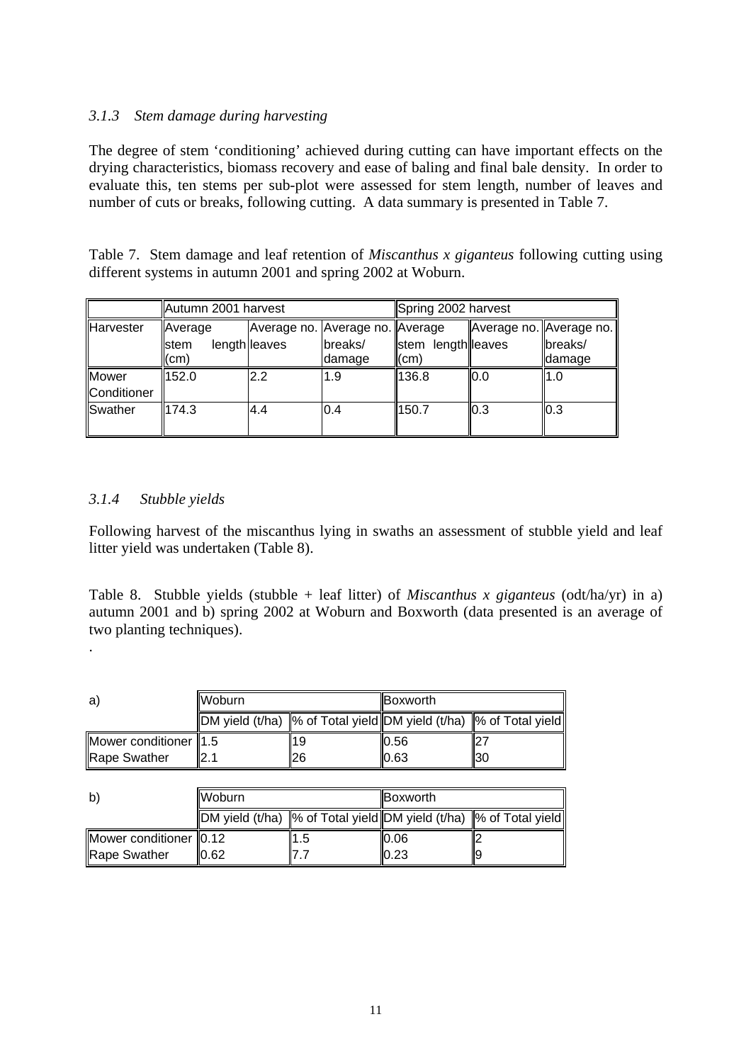### *3.1.3 Stem damage during harvesting*

The degree of stem 'conditioning' achieved during cutting can have important effects on the drying characteristics, biomass recovery and ease of baling and final bale density. In order to evaluate this, ten stems per sub-plot were assessed for stem length, number of leaves and number of cuts or breaks, following cutting. A data summary is presented in Table 7.

Table 7. Stem damage and leaf retention of *Miscanthus x giganteus* following cutting using different systems in autumn 2001 and spring 2002 at Woburn.

| | Autumn 2001 harvest | | | Spring 2002 harvest | | |
|---|---|---|---|---|---|---|
| Harvester | Average stem length (cm) | Average no. leaves | Average no. breaks/ damage | Average stem length (cm) | Average no. leaves | Average no. breaks/ damage |
| Mower Conditioner | 152.0 | 2.2 | 1.9 | 136.8 | 0.0 | 1.0 |
| Swather | 174.3 | 4.4 | 0.4 | 150.7 | 0.3 | 0.3 |

### *3.1.4 Stubble yields*

Following harvest of the miscanthus lying in swaths an assessment of stubble yield and leaf litter yield was undertaken (Table 8).

Table 8. Stubble yields (stubble + leaf litter) of *Miscanthus x giganteus* (odt/ha/yr) in a) autumn 2001 and b) spring 2002 at Woburn and Boxworth (data presented is an average of two planting techniques).

.

| a) | Woburn | | Boxworth | |
|---|---|---|---|---|
| | DM yield (t/ha) | % of Total yield | DM yield (t/ha) | % of Total yield |
| Mower conditioner | 1.5 | 19 | 0.56 | 27 |
| Rape Swather | 2.1 | 26 | 0.63 | 30 |

| b) | Woburn | | Boxworth | |
|---|---|---|---|---|
| | DM yield (t/ha) | % of Total yield | DM yield (t/ha) | % of Total yield |
| Mower conditioner | 0.12 | 1.5 | 0.06 | 2 |
| Rape Swather | 0.62 | 7.7 | 0.23 | 9 |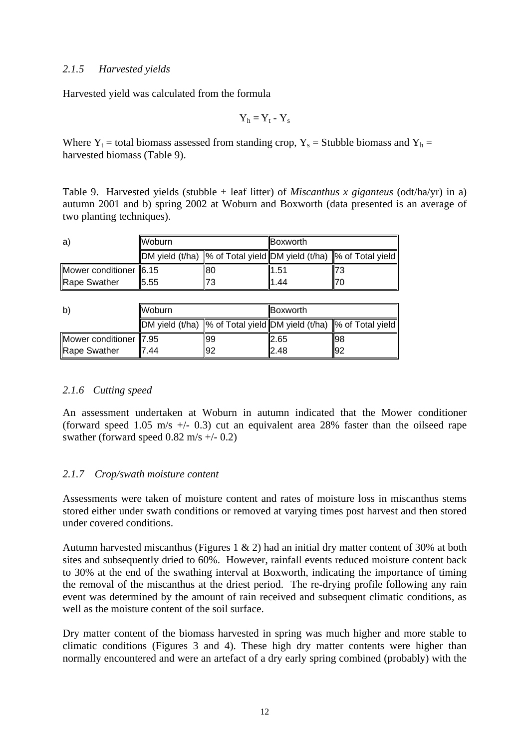### *2.1.5 Harvested yields*

Harvested yield was calculated from the formula

$$Y_h = Y_t - Y_s$$

Where $Y_t$ = total biomass assessed from standing crop, $Y_s$ = Stubble biomass and $Y_h$ = harvested biomass (Table 9).

Table 9. Harvested yields (stubble + leaf litter) of *Miscanthus x giganteus* (odt/ha/yr) in a) autumn 2001 and b) spring 2002 at Woburn and Boxworth (data presented is an average of two planting techniques).

| a) | Woburn | | Boxworth | |
|---|---|---|---|---|
| | DM yield (t/ha) | % of Total yield | DM yield (t/ha) | % of Total yield |
| Mower conditioner | 6.15 | 80 | 1.51 | 73 |
| Rape Swather | 5.55 | 73 | 1.44 | 70 |

| b) | Woburn | | Boxworth | |
|---|---|---|---|---|
| | DM yield (t/ha) | % of Total yield | DM yield (t/ha) | % of Total yield |
| Mower conditioner | 7.95 | 99 | 2.65 | 98 |
| Rape Swather | 7.44 | 92 | 2.48 | 92 |

### *2.1.6 Cutting speed*

An assessment undertaken at Woburn in autumn indicated that the Mower conditioner (forward speed 1.05 m/s +/- 0.3) cut an equivalent area 28% faster than the oilseed rape swather (forward speed 0.82 m/s +/- 0.2)

### *2.1.7 Crop/swath moisture content*

Assessments were taken of moisture content and rates of moisture loss in miscanthus stems stored either under swath conditions or removed at varying times post harvest and then stored under covered conditions.

Autumn harvested miscanthus (Figures 1 & 2) had an initial dry matter content of 30% at both sites and subsequently dried to 60%. However, rainfall events reduced moisture content back to 30% at the end of the swathing interval at Boxworth, indicating the importance of timing the removal of the miscanthus at the driest period. The re-drying profile following any rain event was determined by the amount of rain received and subsequent climatic conditions, as well as the moisture content of the soil surface.

Dry matter content of the biomass harvested in spring was much higher and more stable to climatic conditions (Figures 3 and 4). These high dry matter contents were higher than normally encountered and were an artefact of a dry early spring combined (probably) with the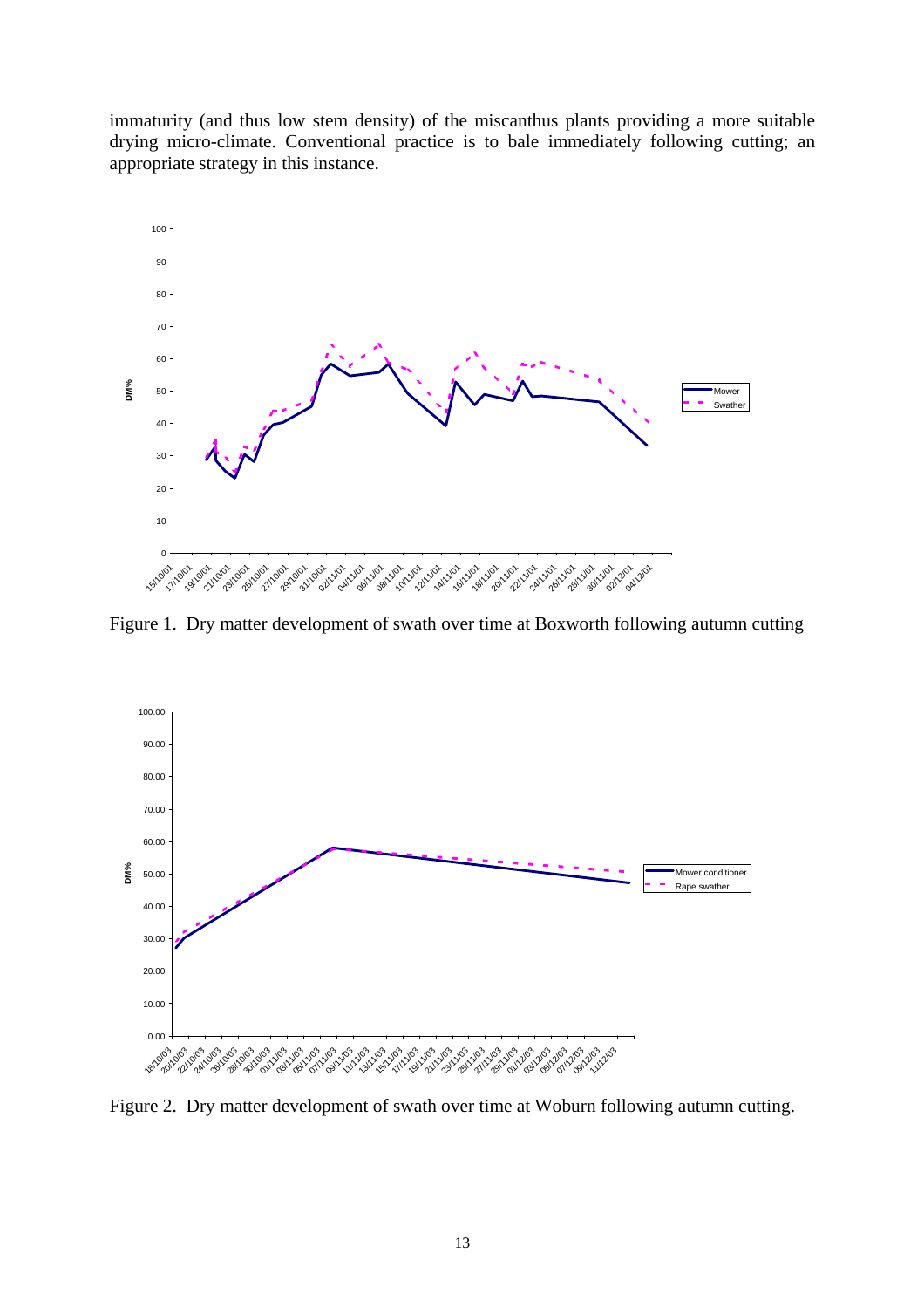immaturity (and thus low stem density) of the miscanthus plants providing a more suitable drying micro-climate. Conventional practice is to bale immediately following cutting; an appropriate strategy in this instance.

Figure 1. Dry matter development of swath over time at Boxworth following autumn cutting

Figure 2. Dry matter development of swath over time at Woburn following autumn cutting.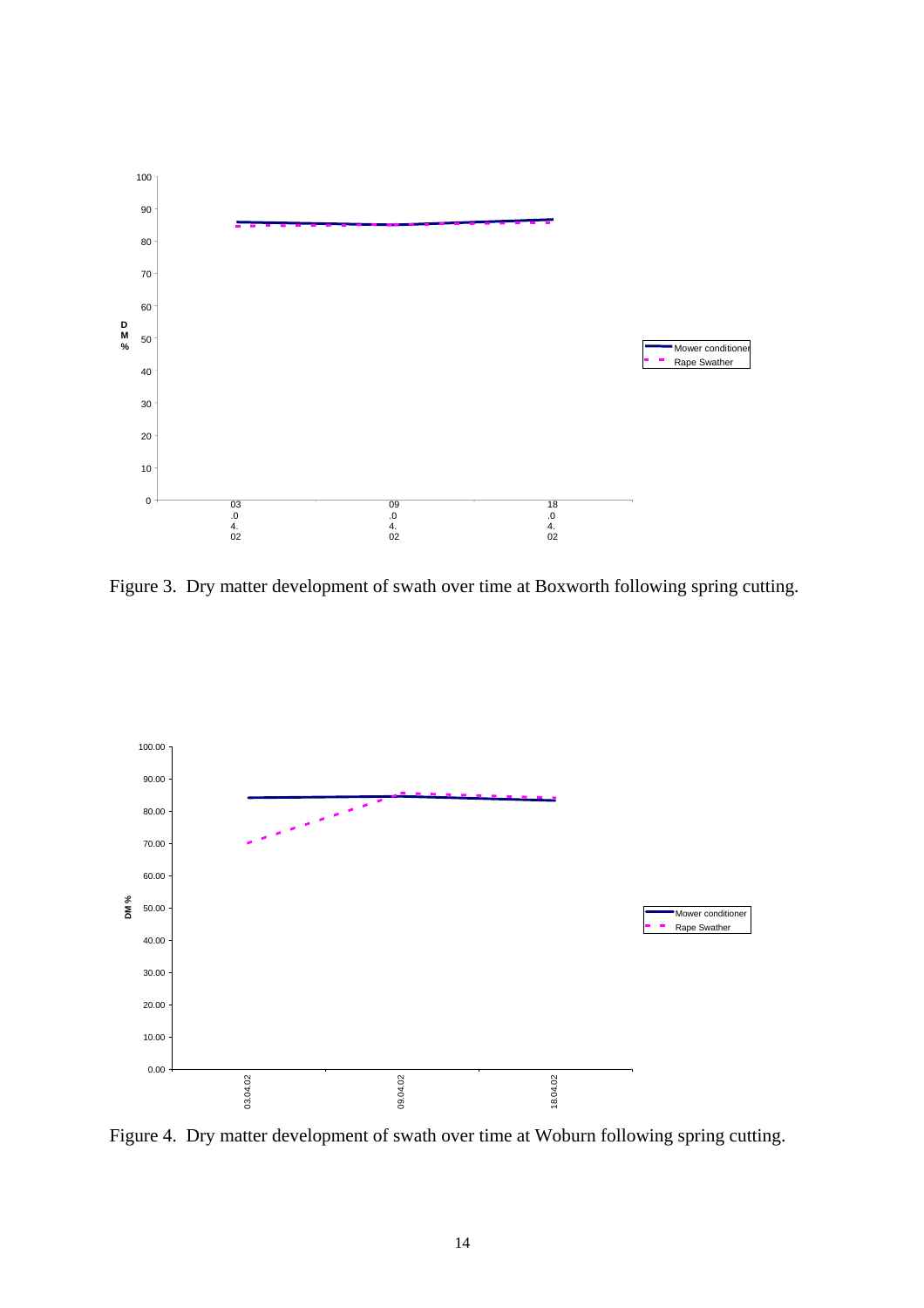Figure 3. Dry matter development of swath over time at Boxworth following spring cutting.

Figure 4. Dry matter development of swath over time at Woburn following spring cutting.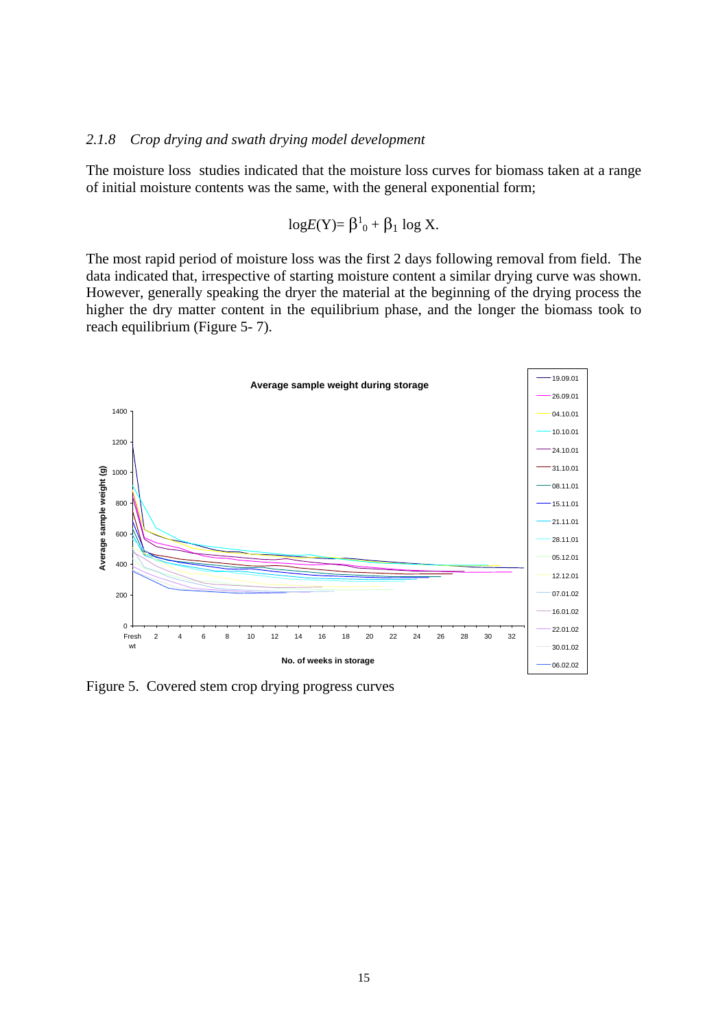### *2.1.8 Crop drying and swath drying model development*

The moisture loss studies indicated that the moisture loss curves for biomass taken at a range of initial moisture contents was the same, with the general exponential form;

$$\log E(\mathrm{Y}) = \beta^1_0 + \beta_1 \log \mathrm{X}.$$

The most rapid period of moisture loss was the first 2 days following removal from field. The data indicated that, irrespective of starting moisture content a similar drying curve was shown. However, generally speaking the dryer the material at the beginning of the drying process the higher the dry matter content in the equilibrium phase, and the longer the biomass took to reach equilibrium (Figure 5- 7).

Figure 5. Covered stem crop drying progress curves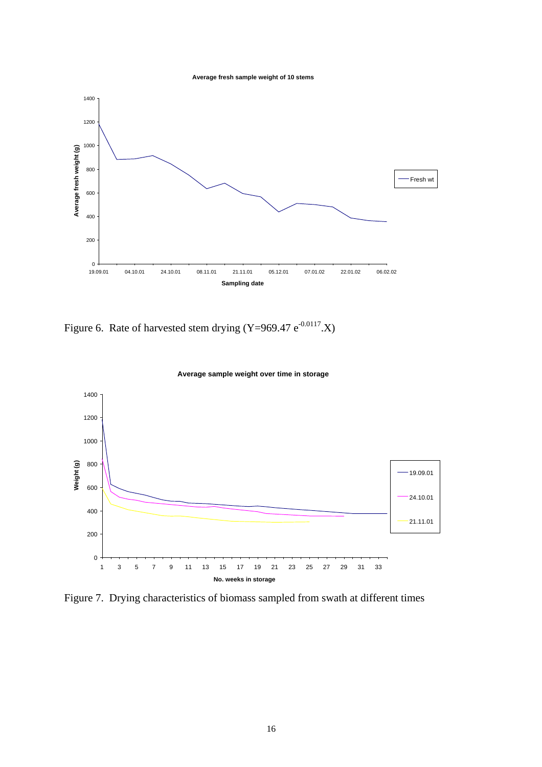Figure 6. Rate of harvested stem drying ($Y=969.47\ e^{-0.0117}.X$)

Figure 7. Drying characteristics of biomass sampled from swath at different times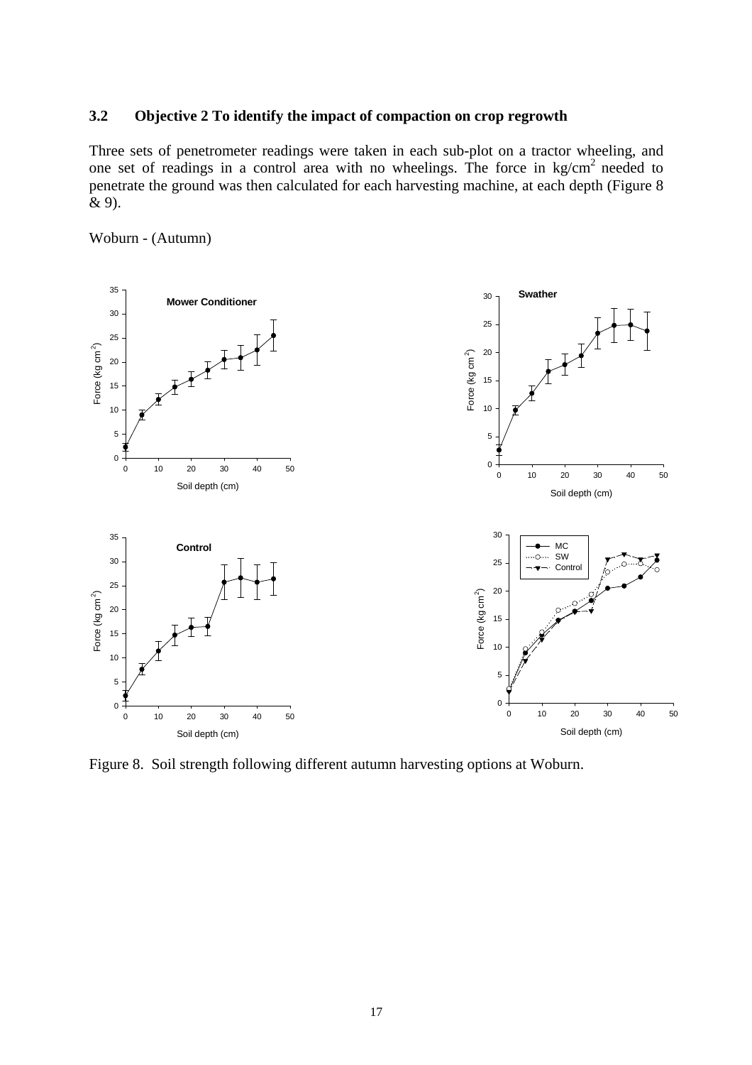### 3.2 Objective 2 To identify the impact of compaction on crop regrowth

Three sets of penetrometer readings were taken in each sub-plot on a tractor wheeling, and one set of readings in a control area with no wheelings. The force in kg/cm$^2$ needed to penetrate the ground was then calculated for each harvesting machine, at each depth (Figure 8 & 9).

Woburn - (Autumn)

Figure 8. Soil strength following different autumn harvesting options at Woburn.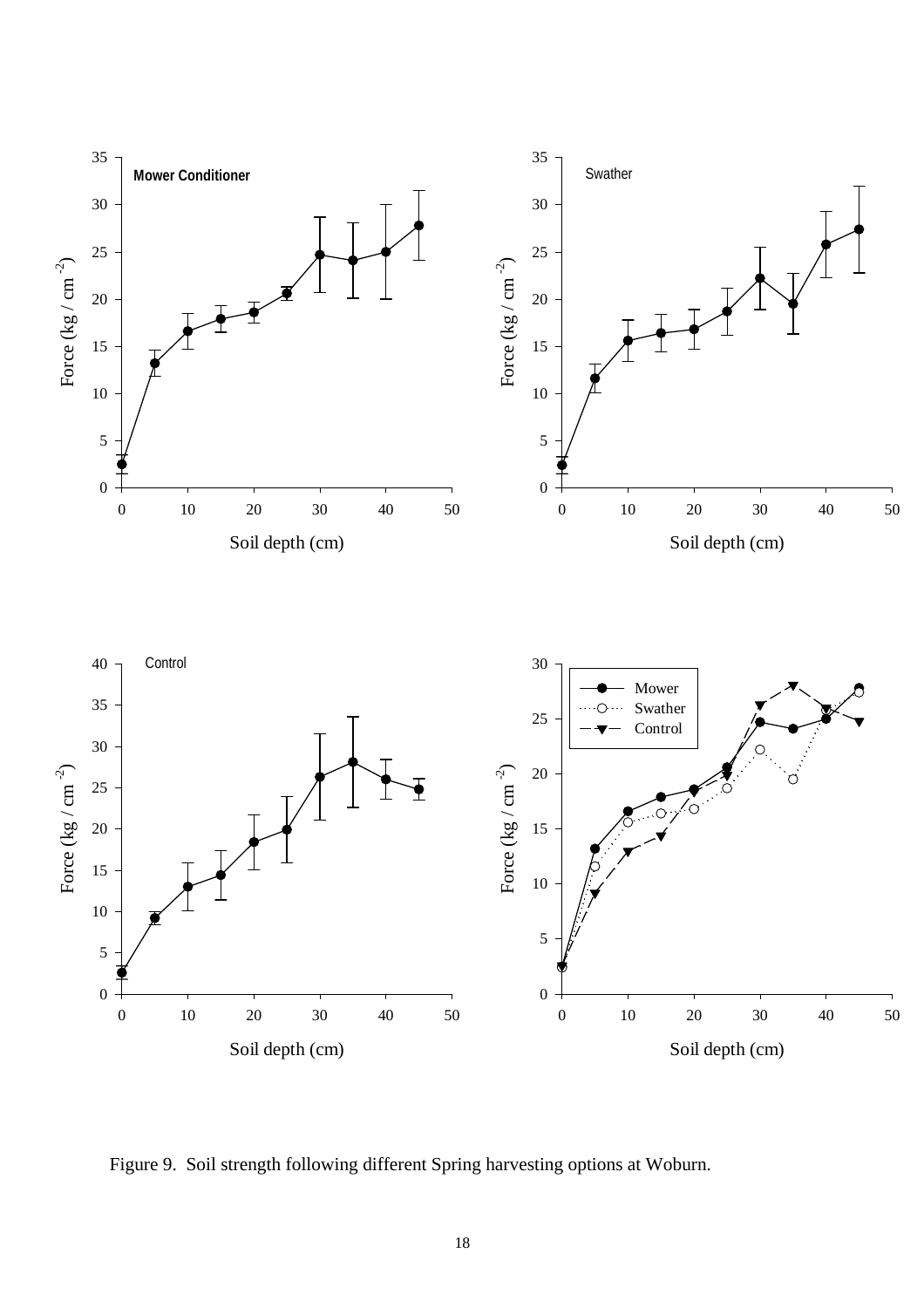Figure 9. Soil strength following different Spring harvesting options at Woburn.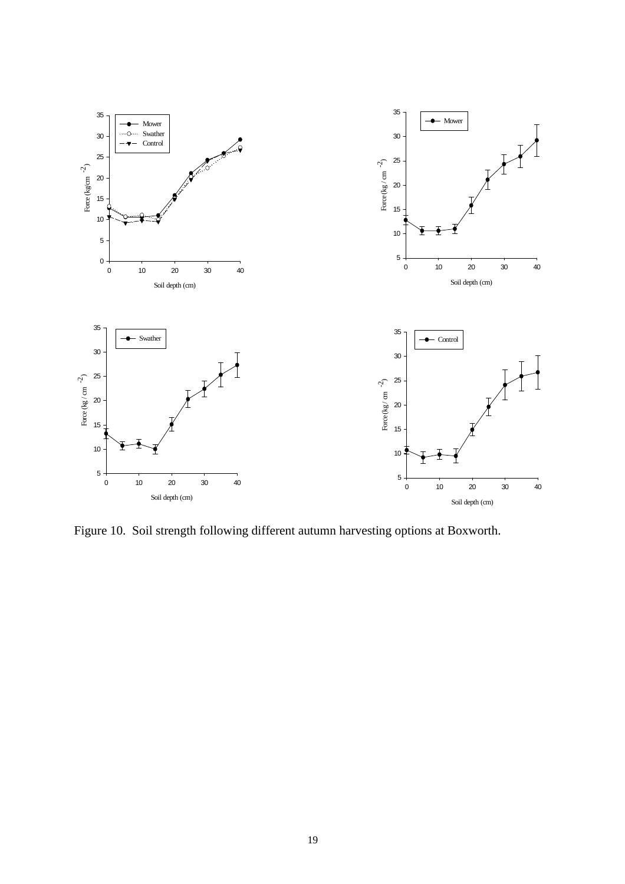Figure 10. Soil strength following different autumn harvesting options at Boxworth.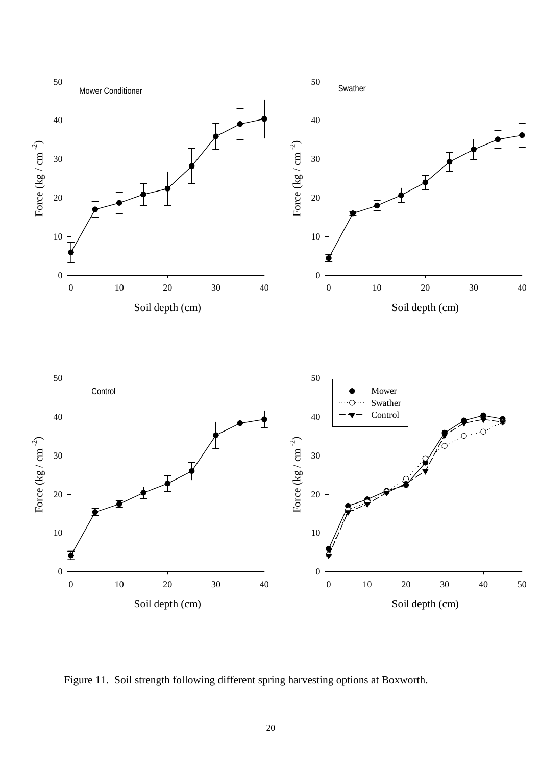Figure 11. Soil strength following different spring harvesting options at Boxworth.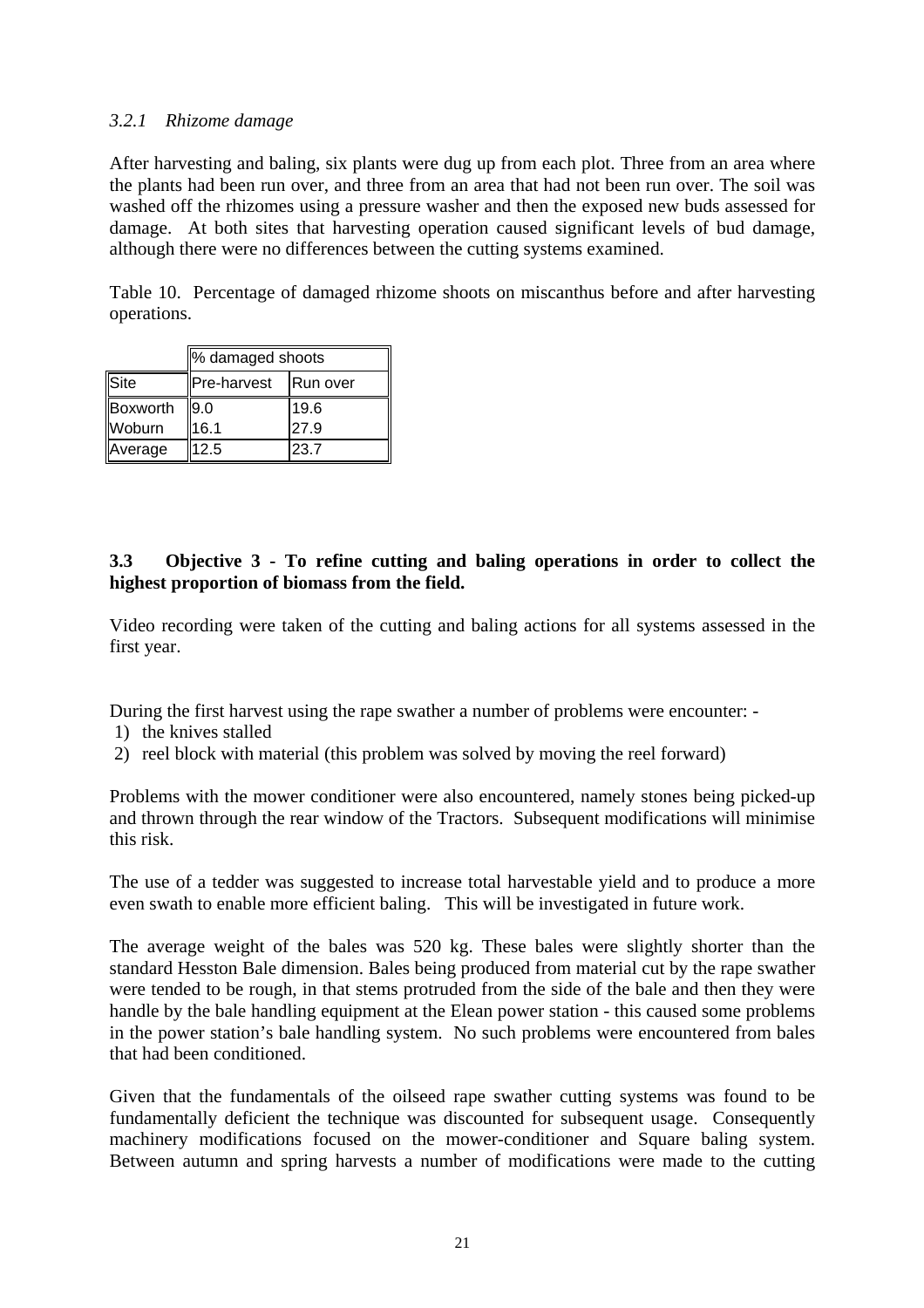### *3.2.1 Rhizome damage*

After harvesting and baling, six plants were dug up from each plot. Three from an area where the plants had been run over, and three from an area that had not been run over. The soil was washed off the rhizomes using a pressure washer and then the exposed new buds assessed for damage. At both sites that harvesting operation caused significant levels of bud damage, although there were no differences between the cutting systems examined.

Table 10. Percentage of damaged rhizome shoots on miscanthus before and after harvesting operations.

| | % damaged shoots | |
|---|---|---|
| Site | Pre-harvest | Run over |
| Boxworth | 9.0 | 19.6 |
| Woburn | 16.1 | 27.9 |
| Average | 12.5 | 23.7 |

## 3.3 Objective 3 - To refine cutting and baling operations in order to collect the highest proportion of biomass from the field.

Video recording were taken of the cutting and baling actions for all systems assessed in the first year.

During the first harvest using the rape swather a number of problems were encounter: -

1) the knives stalled
2) reel block with material (this problem was solved by moving the reel forward)

Problems with the mower conditioner were also encountered, namely stones being picked-up and thrown through the rear window of the Tractors. Subsequent modifications will minimise this risk.

The use of a tedder was suggested to increase total harvestable yield and to produce a more even swath to enable more efficient baling. This will be investigated in future work.

The average weight of the bales was 520 kg. These bales were slightly shorter than the standard Hesston Bale dimension. Bales being produced from material cut by the rape swather were tended to be rough, in that stems protruded from the side of the bale and then they were handle by the bale handling equipment at the Elean power station - this caused some problems in the power station's bale handling system. No such problems were encountered from bales that had been conditioned.

Given that the fundamentals of the oilseed rape swather cutting systems was found to be fundamentally deficient the technique was discounted for subsequent usage. Consequently machinery modifications focused on the mower-conditioner and Square baling system. Between autumn and spring harvests a number of modifications were made to the cutting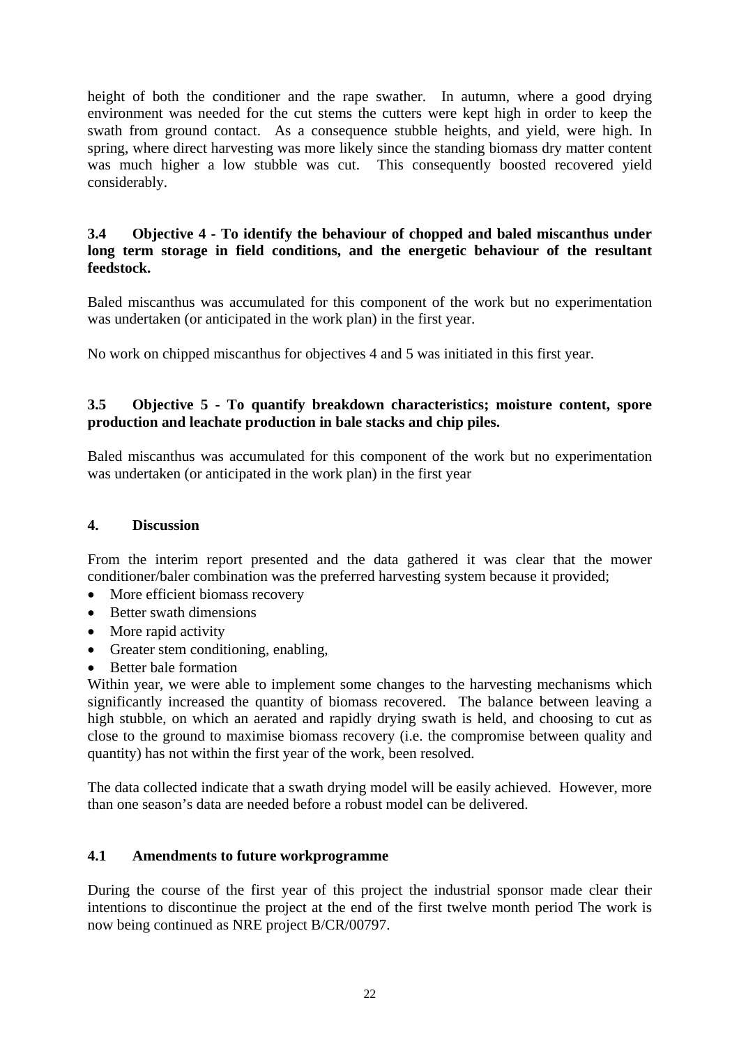height of both the conditioner and the rape swather. In autumn, where a good drying environment was needed for the cut stems the cutters were kept high in order to keep the swath from ground contact. As a consequence stubble heights, and yield, were high. In spring, where direct harvesting was more likely since the standing biomass dry matter content was much higher a low stubble was cut. This consequently boosted recovered yield considerably.

### 3.4 Objective 4 - To identify the behaviour of chopped and baled miscanthus under long term storage in field conditions, and the energetic behaviour of the resultant feedstock.

Baled miscanthus was accumulated for this component of the work but no experimentation was undertaken (or anticipated in the work plan) in the first year.

No work on chipped miscanthus for objectives 4 and 5 was initiated in this first year.

### 3.5 Objective 5 - To quantify breakdown characteristics; moisture content, spore production and leachate production in bale stacks and chip piles.

Baled miscanthus was accumulated for this component of the work but no experimentation was undertaken (or anticipated in the work plan) in the first year

## 4. Discussion

From the interim report presented and the data gathered it was clear that the mower conditioner/baler combination was the preferred harvesting system because it provided;

- More efficient biomass recovery
- Better swath dimensions
- More rapid activity
- Greater stem conditioning, enabling,
- Better bale formation

Within year, we were able to implement some changes to the harvesting mechanisms which significantly increased the quantity of biomass recovered. The balance between leaving a high stubble, on which an aerated and rapidly drying swath is held, and choosing to cut as close to the ground to maximise biomass recovery (i.e. the compromise between quality and quantity) has not within the first year of the work, been resolved.

The data collected indicate that a swath drying model will be easily achieved. However, more than one season's data are needed before a robust model can be delivered.

### 4.1 Amendments to future workprogramme

During the course of the first year of this project the industrial sponsor made clear their intentions to discontinue the project at the end of the first twelve month period The work is now being continued as NRE project B/CR/00797.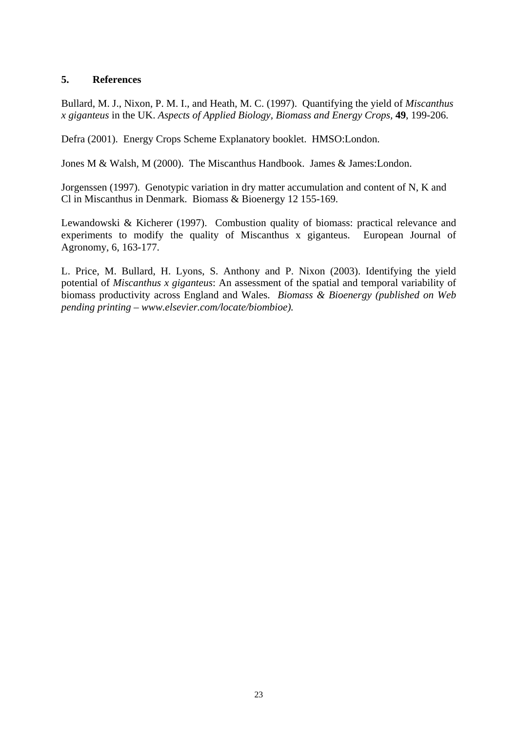## 5. References

Bullard, M. J., Nixon, P. M. I., and Heath, M. C. (1997). Quantifying the yield of *Miscanthus x giganteus* in the UK. *Aspects of Applied Biology, Biomass and Energy Crops,* **49**, 199-206.

Defra (2001). Energy Crops Scheme Explanatory booklet. HMSO:London.

Jones M & Walsh, M (2000). The Miscanthus Handbook. James & James:London.

Jorgenssen (1997). Genotypic variation in dry matter accumulation and content of N, K and Cl in Miscanthus in Denmark. Biomass & Bioenergy 12 155-169.

Lewandowski & Kicherer (1997). Combustion quality of biomass: practical relevance and experiments to modify the quality of Miscanthus x giganteus. European Journal of Agronomy, 6, 163-177.

L. Price, M. Bullard, H. Lyons, S. Anthony and P. Nixon (2003). Identifying the yield potential of *Miscanthus x giganteus*: An assessment of the spatial and temporal variability of biomass productivity across England and Wales. *Biomass & Bioenergy (published on Web pending printing – www.elsevier.com/locate/biombioe).*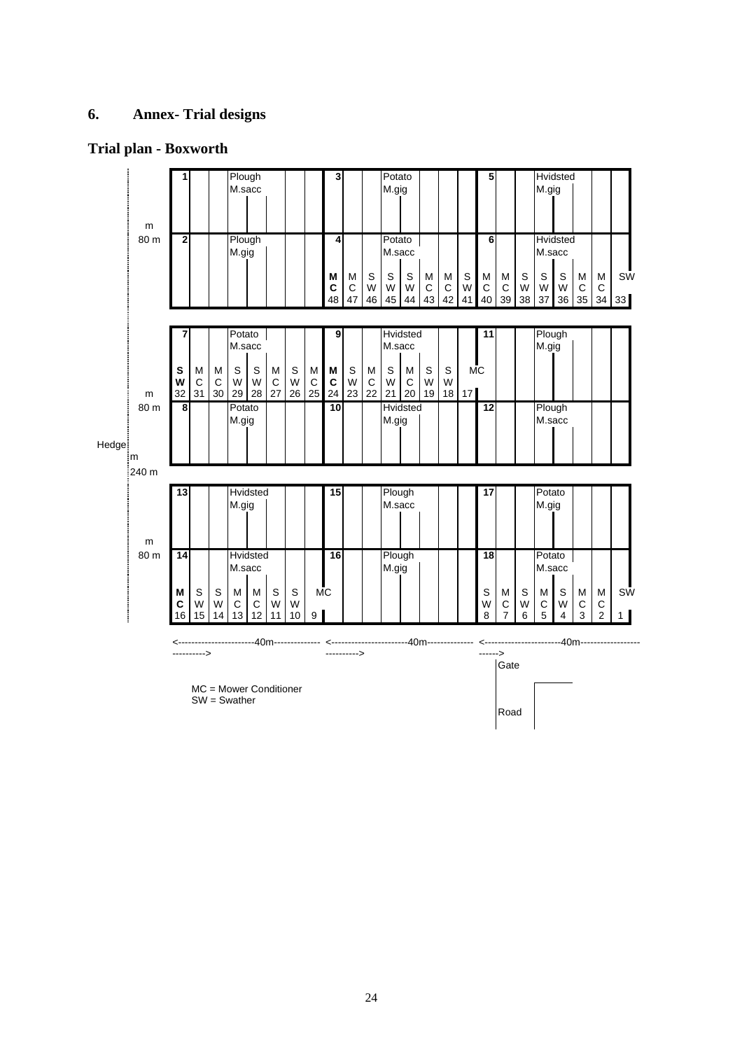# 6. Annex- Trial designs

## Trial plan - Boxworth

| | | | | |
|---|---|---|---|---|
| 80 m | **1** Plough M.sacc | **3** Potato M.gig | **5** Hvidsted M.gig | |
| | **2** Plough M.gig | **4** Potato M.sacc | **6** Hvidsted M.sacc | |
| | | MC 48, MC 47, SW 46, SW 45, SW 44, MC 43, MC 42, SW 41 | MC 40, MC 39, SW 38, SW 37, SW 36, MC 35, MC 34 | SW 33 |
| 80 m | **7** Potato M.sacc | **9** Hvidsted M.sacc | **11** Plough M.gig | |
| | SW 32, MC 31, MC 30, SW 29, SW 28, MC 27, SW 26, MC 25 | MC 24, SW 23, MC 22, SW 21, MC 20, SW 19, SW 18, MC 17 | | |
| | **8** Potato M.gig | **10** Hvidsted M.gig | **12** Plough M.sacc | |
| 80 m | **13** Hvidsted M.gig | **15** Plough M.sacc | **17** Potato M.gig | |
| | **14** Hvidsted M.sacc | **16** Plough M.gig | **18** Potato M.sacc | |
| | MC 16, SW 15, SW 14, MC 13, MC 12, SW 11, SW 10, MC 9 | | SW 8, MC 7, SW 6, MC 5, SW 4, MC 3, MC 2 | SW 1 |
| | <---40m---> | <---40m---> | <---40m---> | |

Hedge: 240 m (left side)

Gate

Road

MC = Mower Conditioner
SW = Swather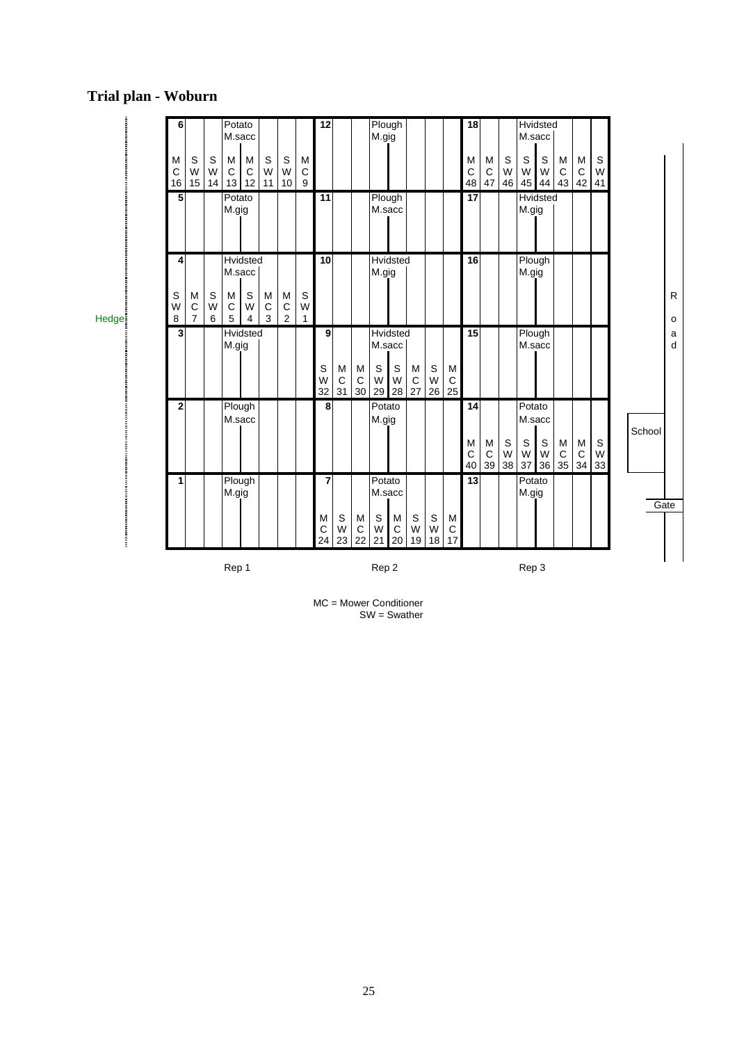# Trial plan - Woburn

Hedge

| Rep 1 | | | Rep 2 | | | Rep 3 | | |
|---|---|---|---|---|---|---|---|---|
| 6 | Potato M.sacc | MC 16, SW 15, SW 14, MC 13, MC 12, SW 11, SW 10, MC 9 | 12 | Plough M.gig | | 18 | Hvidsted M.sacc | MC 48, MC 47, SW 46, SW 45, SW 44, MC 43, MC 42, SW 41 |
| 5 | Potato M.gig | | 11 | Plough M.sacc | | 17 | Hvidsted M.gig | |
| 4 | Hvidsted M.sacc | SW 8, MC 7, SW 6, MC 5, SW 4, MC 3, MC 2, SW 1 | 10 | Hvidsted M.gig | | 16 | Plough M.gig | |
| 3 | Hvidsted M.gig | | 9 | Hvidsted M.sacc | SW 32, MC 31, MC 30, SW 29, SW 28, MC 27, SW 26, MC 25 | 15 | Plough M.sacc | |
| 2 | Plough M.sacc | | 8 | Potato M.gig | | 14 | Potato M.sacc | MC 40, MC 39, SW 38, SW 37, SW 36, MC 35, MC 34, SW 33 |
| 1 | Plough M.gig | | 7 | Potato M.sacc | MC 24, SW 23, MC 22, SW 21, MC 20, SW 19, SW 18, MC 17 | 13 | Potato M.gig | |

Road

School

Gate

MC = Mower Conditioner
SW = Swather